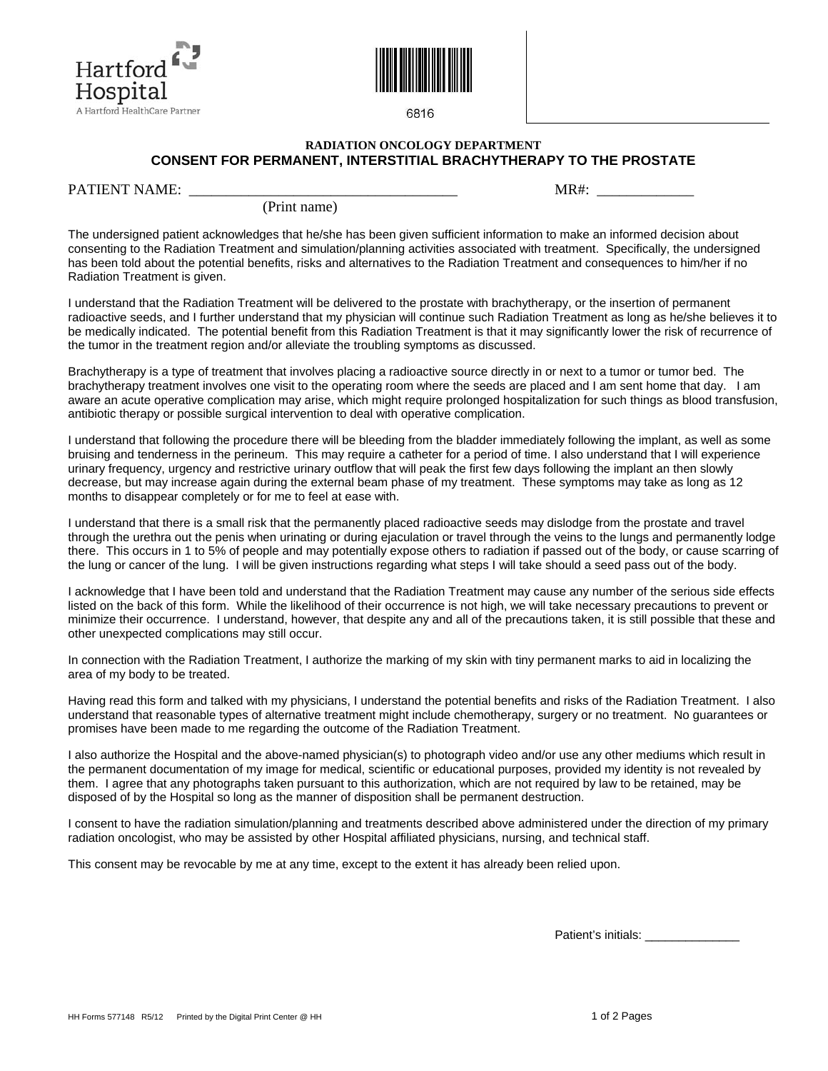Hartford Hospital
A Hartford HealthCare Partner

6816

**RADIATION ONCOLOGY DEPARTMENT**

# CONSENT FOR PERMANENT, INTERSTITIAL BRACHYTHERAPY TO THE PROSTATE

PATIENT NAME: ____________________________________ MR#: _____________
(Print name)

The undersigned patient acknowledges that he/she has been given sufficient information to make an informed decision about consenting to the Radiation Treatment and simulation/planning activities associated with treatment. Specifically, the undersigned has been told about the potential benefits, risks and alternatives to the Radiation Treatment and consequences to him/her if no Radiation Treatment is given.

I understand that the Radiation Treatment will be delivered to the prostate with brachytherapy, or the insertion of permanent radioactive seeds, and I further understand that my physician will continue such Radiation Treatment as long as he/she believes it to be medically indicated. The potential benefit from this Radiation Treatment is that it may significantly lower the risk of recurrence of the tumor in the treatment region and/or alleviate the troubling symptoms as discussed.

Brachytherapy is a type of treatment that involves placing a radioactive source directly in or next to a tumor or tumor bed. The brachytherapy treatment involves one visit to the operating room where the seeds are placed and I am sent home that day. I am aware an acute operative complication may arise, which might require prolonged hospitalization for such things as blood transfusion, antibiotic therapy or possible surgical intervention to deal with operative complication.

I understand that following the procedure there will be bleeding from the bladder immediately following the implant, as well as some bruising and tenderness in the perineum. This may require a catheter for a period of time. I also understand that I will experience urinary frequency, urgency and restrictive urinary outflow that will peak the first few days following the implant an then slowly decrease, but may increase again during the external beam phase of my treatment. These symptoms may take as long as 12 months to disappear completely or for me to feel at ease with.

I understand that there is a small risk that the permanently placed radioactive seeds may dislodge from the prostate and travel through the urethra out the penis when urinating or during ejaculation or travel through the veins to the lungs and permanently lodge there. This occurs in 1 to 5% of people and may potentially expose others to radiation if passed out of the body, or cause scarring of the lung or cancer of the lung. I will be given instructions regarding what steps I will take should a seed pass out of the body.

I acknowledge that I have been told and understand that the Radiation Treatment may cause any number of the serious side effects listed on the back of this form. While the likelihood of their occurrence is not high, we will take necessary precautions to prevent or minimize their occurrence. I understand, however, that despite any and all of the precautions taken, it is still possible that these and other unexpected complications may still occur.

In connection with the Radiation Treatment, I authorize the marking of my skin with tiny permanent marks to aid in localizing the area of my body to be treated.

Having read this form and talked with my physicians, I understand the potential benefits and risks of the Radiation Treatment. I also understand that reasonable types of alternative treatment might include chemotherapy, surgery or no treatment. No guarantees or promises have been made to me regarding the outcome of the Radiation Treatment.

I also authorize the Hospital and the above-named physician(s) to photograph video and/or use any other mediums which result in the permanent documentation of my image for medical, scientific or educational purposes, provided my identity is not revealed by them. I agree that any photographs taken pursuant to this authorization, which are not required by law to be retained, may be disposed of by the Hospital so long as the manner of disposition shall be permanent destruction.

I consent to have the radiation simulation/planning and treatments described above administered under the direction of my primary radiation oncologist, who may be assisted by other Hospital affiliated physicians, nursing, and technical staff.

This consent may be revocable by me at any time, except to the extent it has already been relied upon.

Patient's initials: ______________

HH Forms 577148 R5/12 Printed by the Digital Print Center @ HH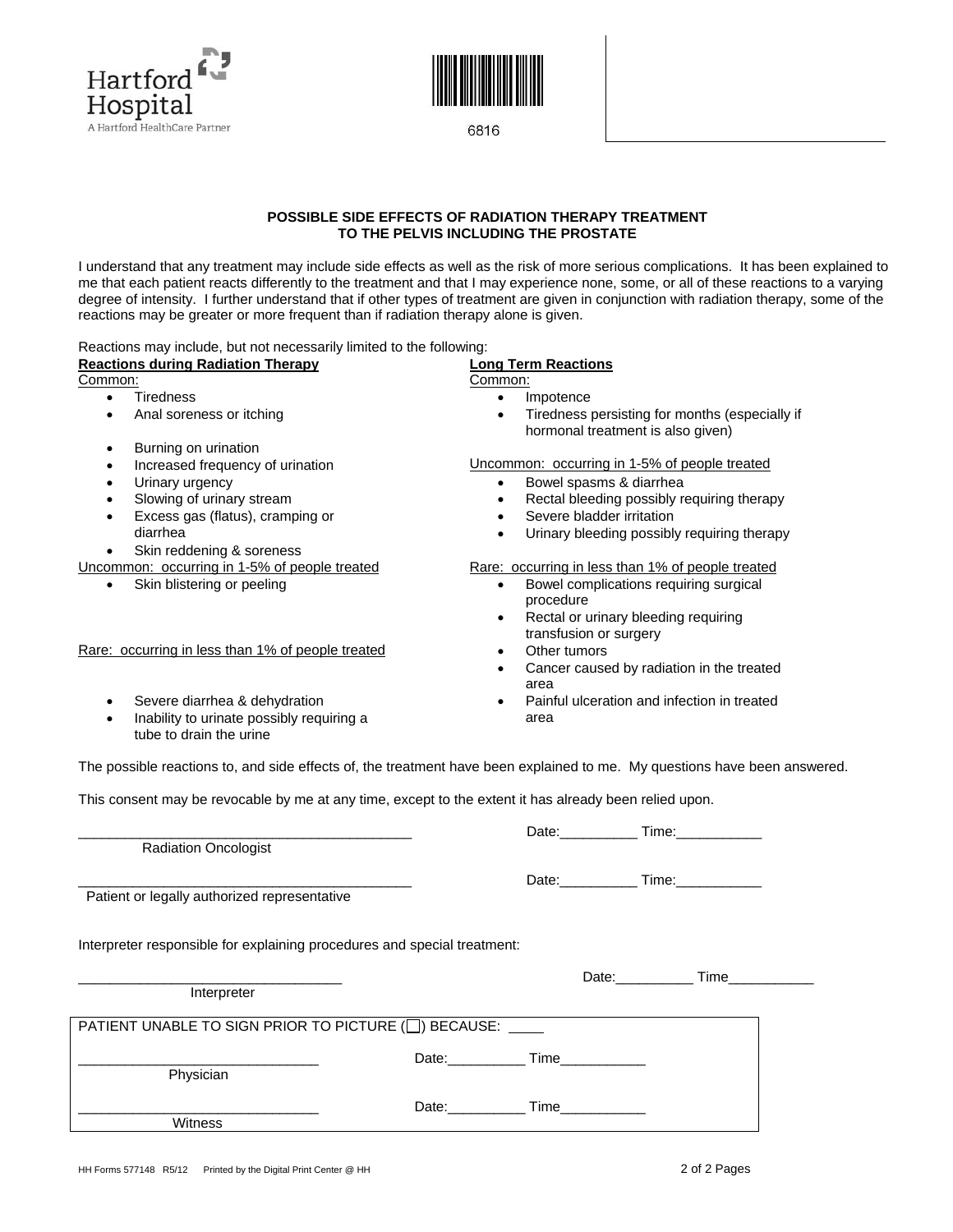Hartford Hospital
A Hartford HealthCare Partner

6816

**POSSIBLE SIDE EFFECTS OF RADIATION THERAPY TREATMENT TO THE PELVIS INCLUDING THE PROSTATE**

I understand that any treatment may include side effects as well as the risk of more serious complications. It has been explained to me that each patient reacts differently to the treatment and that I may experience none, some, or all of these reactions to a varying degree of intensity. I further understand that if other types of treatment are given in conjunction with radiation therapy, some of the reactions may be greater or more frequent than if radiation therapy alone is given.

Reactions may include, but not necessarily limited to the following:

**Reactions during Radiation Therapy**

Common:

- Tiredness
- Anal soreness or itching
- Burning on urination
- Increased frequency of urination
- Urinary urgency
- Slowing of urinary stream
- Excess gas (flatus), cramping or diarrhea
- Skin reddening & soreness

Uncommon: occurring in 1-5% of people treated

- Skin blistering or peeling

Rare: occurring in less than 1% of people treated

- Severe diarrhea & dehydration
- Inability to urinate possibly requiring a tube to drain the urine

**Long Term Reactions**

Common:

- Impotence
- Tiredness persisting for months (especially if hormonal treatment is also given)

Uncommon: occurring in 1-5% of people treated

- Bowel spasms & diarrhea
- Rectal bleeding possibly requiring therapy
- Severe bladder irritation
- Urinary bleeding possibly requiring therapy

Rare: occurring in less than 1% of people treated

- Bowel complications requiring surgical procedure
- Rectal or urinary bleeding requiring transfusion or surgery
- Other tumors
- Cancer caused by radiation in the treated area
- Painful ulceration and infection in treated area

The possible reactions to, and side effects of, the treatment have been explained to me. My questions have been answered.

This consent may be revocable by me at any time, except to the extent it has already been relied upon.

\_\_\_\_\_\_\_\_\_\_\_\_\_\_\_\_\_\_\_\_\_\_\_\_\_\_\_\_\_\_\_\_\_\_\_\_\_\_\_\_ Date:\_\_\_\_\_\_\_\_\_\_ Time:\_\_\_\_\_\_\_\_\_\_\_
Radiation Oncologist

\_\_\_\_\_\_\_\_\_\_\_\_\_\_\_\_\_\_\_\_\_\_\_\_\_\_\_\_\_\_\_\_\_\_\_\_\_\_\_\_ Date:\_\_\_\_\_\_\_\_\_\_ Time:\_\_\_\_\_\_\_\_\_\_\_
Patient or legally authorized representative

Interpreter responsible for explaining procedures and special treatment:

\_\_\_\_\_\_\_\_\_\_\_\_\_\_\_\_\_\_\_\_\_\_\_\_\_\_\_\_\_\_\_\_\_\_ Date:\_\_\_\_\_\_\_\_\_\_ Time\_\_\_\_\_\_\_\_\_\_\_
Interpreter

PATIENT UNABLE TO SIGN PRIOR TO PICTURE (☐) BECAUSE: \_\_\_\_

\_\_\_\_\_\_\_\_\_\_\_\_\_\_\_\_\_\_\_\_\_\_\_\_\_\_\_\_\_\_ Date:\_\_\_\_\_\_\_\_\_\_ Time\_\_\_\_\_\_\_\_\_\_\_
Physician

\_\_\_\_\_\_\_\_\_\_\_\_\_\_\_\_\_\_\_\_\_\_\_\_\_\_\_\_\_\_ Date:\_\_\_\_\_\_\_\_\_\_ Time\_\_\_\_\_\_\_\_\_\_\_
Witness

HH Forms 577148 R5/12 Printed by the Digital Print Center @ HH